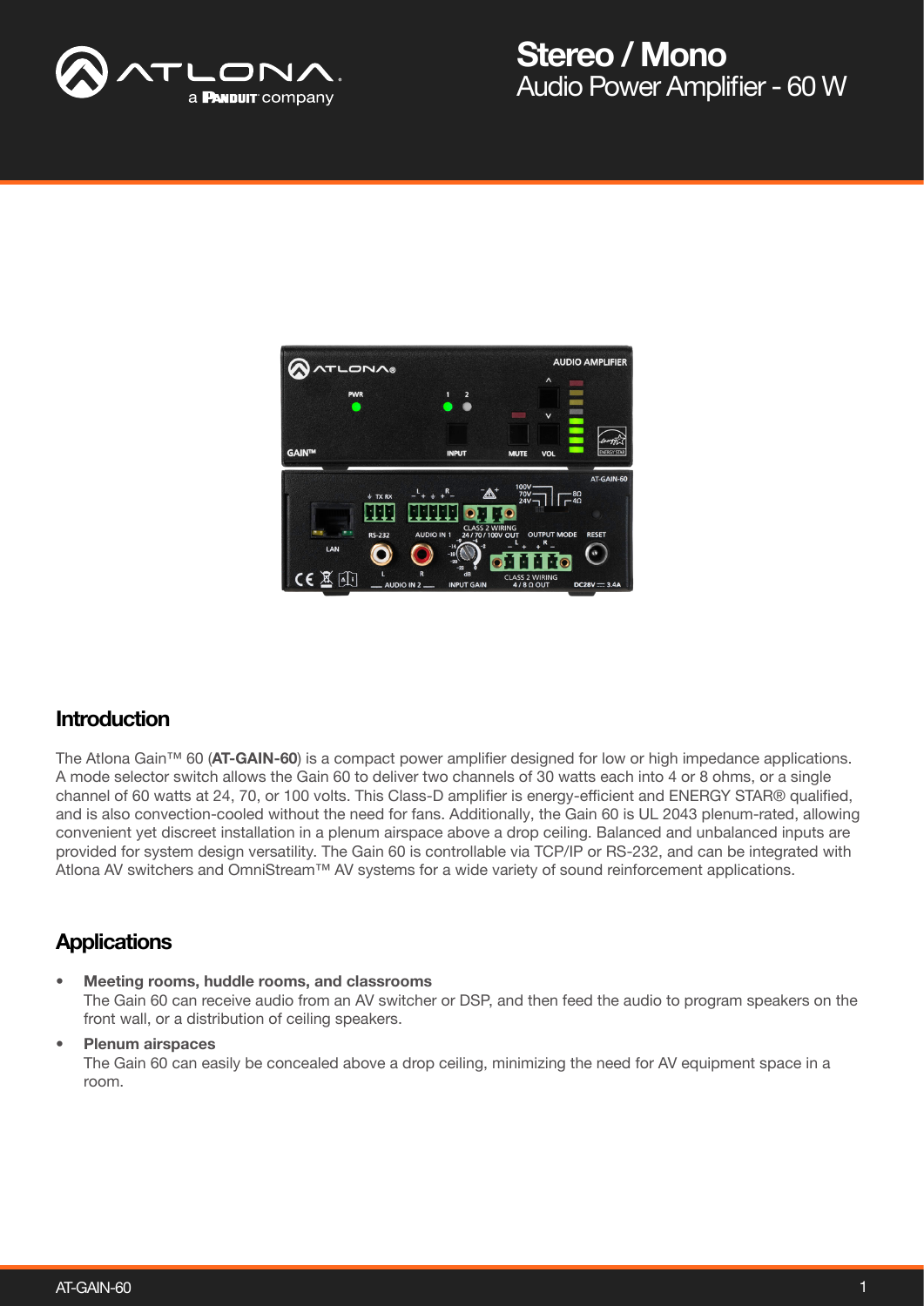# Stereo / Mono

Audio Power Amplifier - 60 W

## Introduction

The Atlona Gain™ 60 (**AT-GAIN-60**) is a compact power amplifier designed for low or high impedance applications. A mode selector switch allows the Gain 60 to deliver two channels of 30 watts each into 4 or 8 ohms, or a single channel of 60 watts at 24, 70, or 100 volts. This Class-D amplifier is energy-efficient and ENERGY STAR® qualified, and is also convection-cooled without the need for fans. Additionally, the Gain 60 is UL 2043 plenum-rated, allowing convenient yet discreet installation in a plenum airspace above a drop ceiling. Balanced and unbalanced inputs are provided for system design versatility. The Gain 60 is controllable via TCP/IP or RS-232, and can be integrated with Atlona AV switchers and OmniStream™ AV systems for a wide variety of sound reinforcement applications.

## Applications

- **Meeting rooms, huddle rooms, and classrooms**
  The Gain 60 can receive audio from an AV switcher or DSP, and then feed the audio to program speakers on the front wall, or a distribution of ceiling speakers.
- **Plenum airspaces**
  The Gain 60 can easily be concealed above a drop ceiling, minimizing the need for AV equipment space in a room.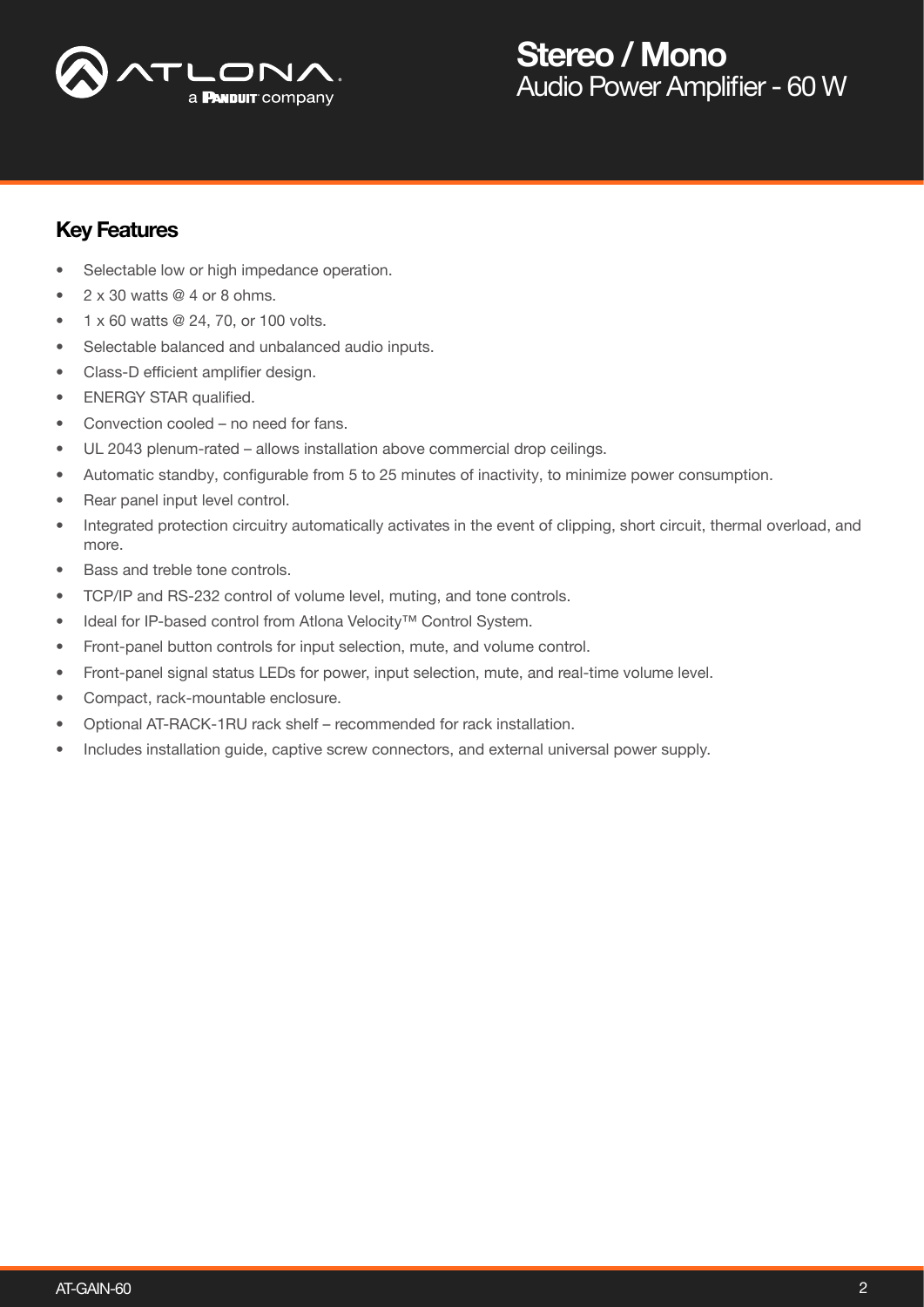## Key Features

- Selectable low or high impedance operation.
- 2 x 30 watts @ 4 or 8 ohms.
- 1 x 60 watts @ 24, 70, or 100 volts.
- Selectable balanced and unbalanced audio inputs.
- Class-D efficient amplifier design.
- ENERGY STAR qualified.
- Convection cooled – no need for fans.
- UL 2043 plenum-rated – allows installation above commercial drop ceilings.
- Automatic standby, configurable from 5 to 25 minutes of inactivity, to minimize power consumption.
- Rear panel input level control.
- Integrated protection circuitry automatically activates in the event of clipping, short circuit, thermal overload, and more.
- Bass and treble tone controls.
- TCP/IP and RS-232 control of volume level, muting, and tone controls.
- Ideal for IP-based control from Atlona Velocity™ Control System.
- Front-panel button controls for input selection, mute, and volume control.
- Front-panel signal status LEDs for power, input selection, mute, and real-time volume level.
- Compact, rack-mountable enclosure.
- Optional AT-RACK-1RU rack shelf – recommended for rack installation.
- Includes installation guide, captive screw connectors, and external universal power supply.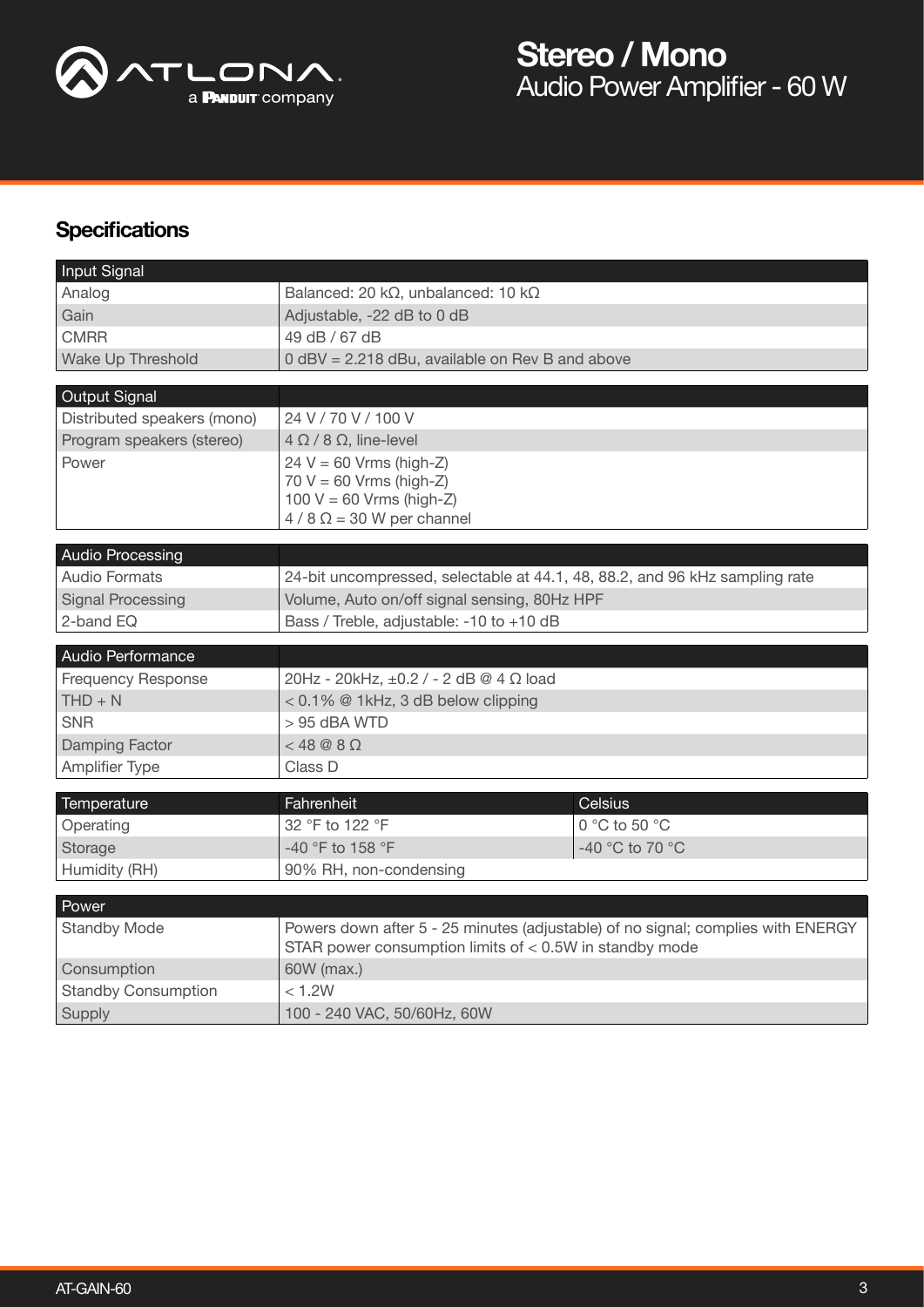## Specifications

| Input Signal | |
|---|---|
| Analog | Balanced: 20 kΩ, unbalanced: 10 kΩ |
| Gain | Adjustable, -22 dB to 0 dB |
| CMRR | 49 dB / 67 dB |
| Wake Up Threshold | 0 dBV = 2.218 dBu, available on Rev B and above |

| Output Signal | |
|---|---|
| Distributed speakers (mono) | 24 V / 70 V / 100 V |
| Program speakers (stereo) | 4 Ω / 8 Ω, line-level |
| Power | 24 V = 60 Vrms (high-Z)<br>70 V = 60 Vrms (high-Z)<br>100 V = 60 Vrms (high-Z)<br>4 / 8 Ω = 30 W per channel |

| Audio Processing | |
|---|---|
| Audio Formats | 24-bit uncompressed, selectable at 44.1, 48, 88.2, and 96 kHz sampling rate |
| Signal Processing | Volume, Auto on/off signal sensing, 80Hz HPF |
| 2-band EQ | Bass / Treble, adjustable: -10 to +10 dB |

| Audio Performance | |
|---|---|
| Frequency Response | 20Hz - 20kHz, ±0.2 / - 2 dB @ 4 Ω load |
| THD + N | < 0.1% @ 1kHz, 3 dB below clipping |
| SNR | > 95 dBA WTD |
| Damping Factor | < 48 @ 8 Ω |
| Amplifier Type | Class D |

| Temperature | Fahrenheit | Celsius |
|---|---|---|
| Operating | 32 °F to 122 °F | 0 °C to 50 °C |
| Storage | -40 °F to 158 °F | -40 °C to 70 °C |
| Humidity (RH) | 90% RH, non-condensing | |

| Power | |
|---|---|
| Standby Mode | Powers down after 5 - 25 minutes (adjustable) of no signal; complies with ENERGY STAR power consumption limits of < 0.5W in standby mode |
| Consumption | 60W (max.) |
| Standby Consumption | < 1.2W |
| Supply | 100 - 240 VAC, 50/60Hz, 60W |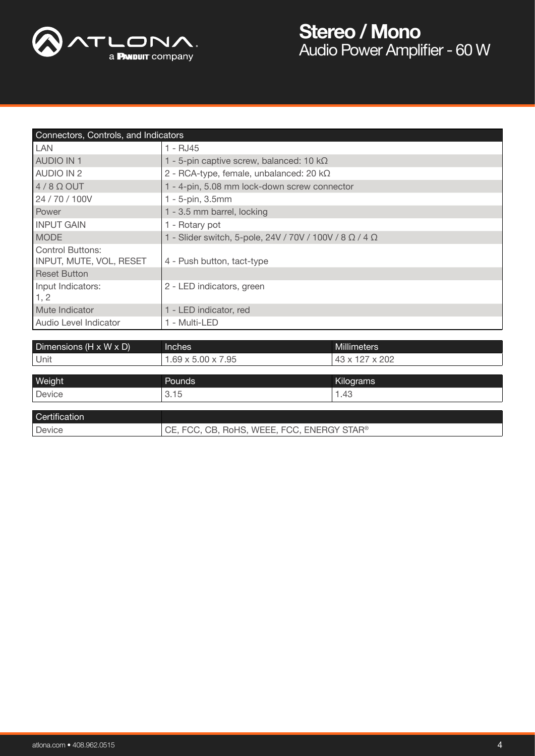| Connectors, Controls, and Indicators | |
|---|---|
| LAN | 1 - RJ45 |
| AUDIO IN 1 | 1 - 5-pin captive screw, balanced: 10 kΩ |
| AUDIO IN 2 | 2 - RCA-type, female, unbalanced: 20 kΩ |
| 4 / 8 Ω OUT | 1 - 4-pin, 5.08 mm lock-down screw connector |
| 24 / 70 / 100V | 1 - 5-pin, 3.5mm |
| Power | 1 - 3.5 mm barrel, locking |
| INPUT GAIN | 1 - Rotary pot |
| MODE | 1 - Slider switch, 5-pole, 24V / 70V / 100V / 8 Ω / 4 Ω |
| Control Buttons: INPUT, MUTE, VOL, RESET | 4 - Push button, tact-type |
| Reset Button | |
| Input Indicators: 1, 2 | 2 - LED indicators, green |
| Mute Indicator | 1 - LED indicator, red |
| Audio Level Indicator | 1 - Multi-LED |

| Dimensions (H x W x D) | Inches | Millimeters |
|---|---|---|
| Unit | 1.69 x 5.00 x 7.95 | 43 x 127 x 202 |

| Weight | Pounds | Kilograms |
|---|---|---|
| Device | 3.15 | 1.43 |

| Certification | |
|---|---|
| Device | CE, FCC, CB, RoHS, WEEE, FCC, ENERGY STAR® |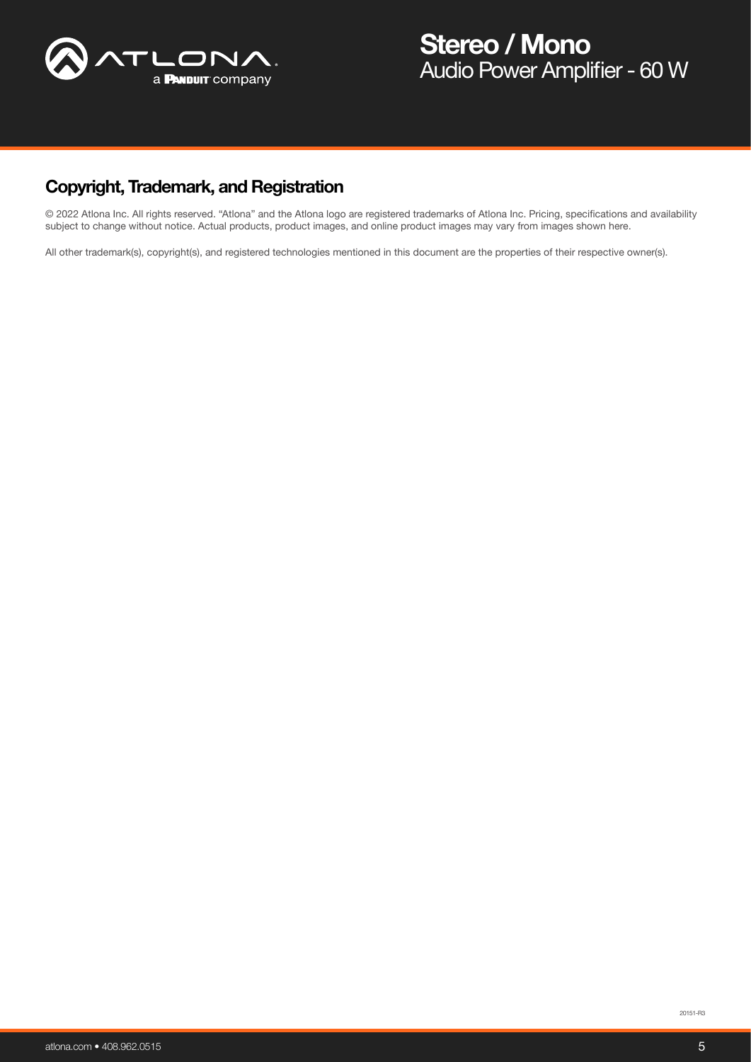## Copyright, Trademark, and Registration

© 2022 Atlona Inc. All rights reserved. "Atlona" and the Atlona logo are registered trademarks of Atlona Inc. Pricing, specifications and availability subject to change without notice. Actual products, product images, and online product images may vary from images shown here.

All other trademark(s), copyright(s), and registered technologies mentioned in this document are the properties of their respective owner(s).

20151-R3